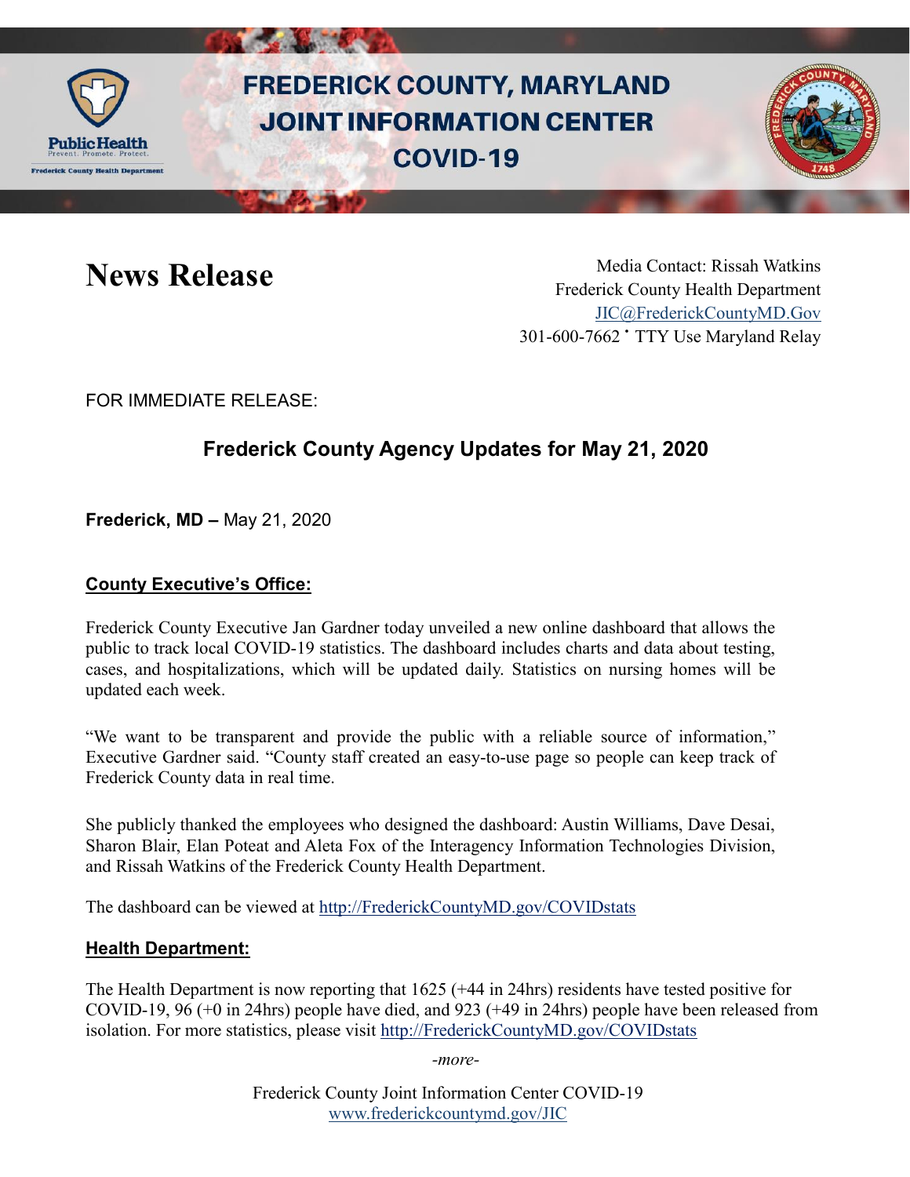# FREDERICK COUNTY, MARYLAND JOINT INFORMATION CENTER COVID-19

# News Release

Media Contact: Rissah Watkins
Frederick County Health Department
JIC@FrederickCountyMD.Gov
301-600-7662 • TTY Use Maryland Relay

FOR IMMEDIATE RELEASE:

## Frederick County Agency Updates for May 21, 2020

**Frederick, MD –** May 21, 2020

### County Executive's Office:

Frederick County Executive Jan Gardner today unveiled a new online dashboard that allows the public to track local COVID-19 statistics. The dashboard includes charts and data about testing, cases, and hospitalizations, which will be updated daily. Statistics on nursing homes will be updated each week.

"We want to be transparent and provide the public with a reliable source of information," Executive Gardner said. "County staff created an easy-to-use page so people can keep track of Frederick County data in real time.

She publicly thanked the employees who designed the dashboard: Austin Williams, Dave Desai, Sharon Blair, Elan Poteat and Aleta Fox of the Interagency Information Technologies Division, and Rissah Watkins of the Frederick County Health Department.

The dashboard can be viewed at http://FrederickCountyMD.gov/COVIDstats

### Health Department:

The Health Department is now reporting that 1625 (+44 in 24hrs) residents have tested positive for COVID-19, 96 (+0 in 24hrs) people have died, and 923 (+49 in 24hrs) people have been released from isolation. For more statistics, please visit http://FrederickCountyMD.gov/COVIDstats

*-more-*

Frederick County Joint Information Center COVID-19
www.frederickcountymd.gov/JIC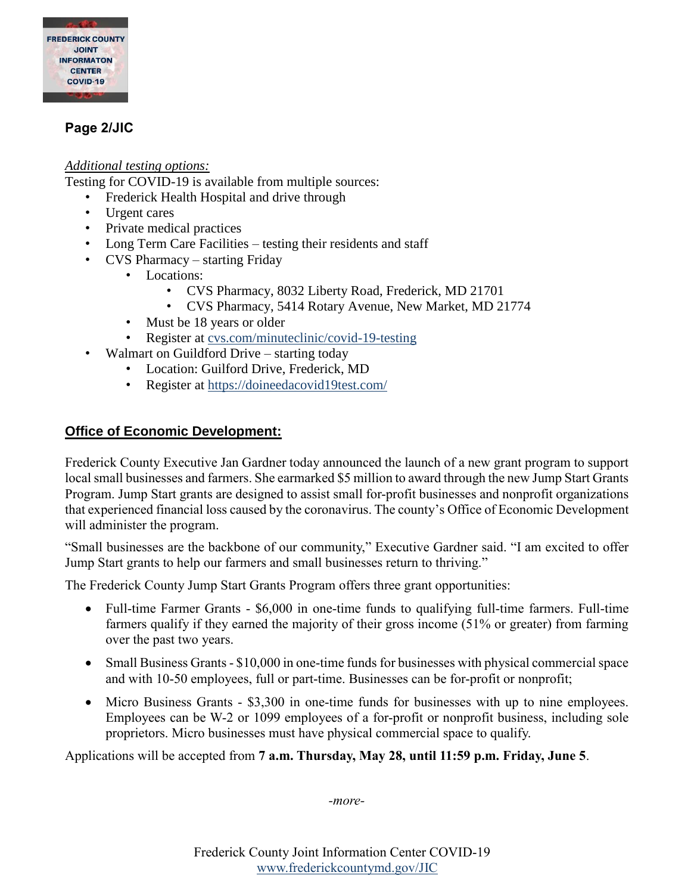**Page 2/JIC**

*Additional testing options:*
Testing for COVID-19 is available from multiple sources:

- Frederick Health Hospital and drive through
- Urgent cares
- Private medical practices
- Long Term Care Facilities – testing their residents and staff
- CVS Pharmacy – starting Friday
    - Locations:
        - CVS Pharmacy, 8032 Liberty Road, Frederick, MD 21701
        - CVS Pharmacy, 5414 Rotary Avenue, New Market, MD 21774
    - Must be 18 years or older
    - Register at [cvs.com/minuteclinic/covid-19-testing](cvs.com/minuteclinic/covid-19-testing)
- Walmart on Guildford Drive – starting today
    - Location: Guilford Drive, Frederick, MD
    - Register at [https://doineedacovid19test.com/](https://doineedacovid19test.com/)

## Office of Economic Development:

Frederick County Executive Jan Gardner today announced the launch of a new grant program to support local small businesses and farmers. She earmarked $5 million to award through the new Jump Start Grants Program. Jump Start grants are designed to assist small for-profit businesses and nonprofit organizations that experienced financial loss caused by the coronavirus. The county's Office of Economic Development will administer the program.

"Small businesses are the backbone of our community," Executive Gardner said. "I am excited to offer Jump Start grants to help our farmers and small businesses return to thriving."

The Frederick County Jump Start Grants Program offers three grant opportunities:

- Full-time Farmer Grants - $6,000 in one-time funds to qualifying full-time farmers. Full-time farmers qualify if they earned the majority of their gross income (51% or greater) from farming over the past two years.
- Small Business Grants - $10,000 in one-time funds for businesses with physical commercial space and with 10-50 employees, full or part-time. Businesses can be for-profit or nonprofit;
- Micro Business Grants - $3,300 in one-time funds for businesses with up to nine employees. Employees can be W-2 or 1099 employees of a for-profit or nonprofit business, including sole proprietors. Micro businesses must have physical commercial space to qualify.

Applications will be accepted from **7 a.m. Thursday, May 28, until 11:59 p.m. Friday, June 5**.

*-more-*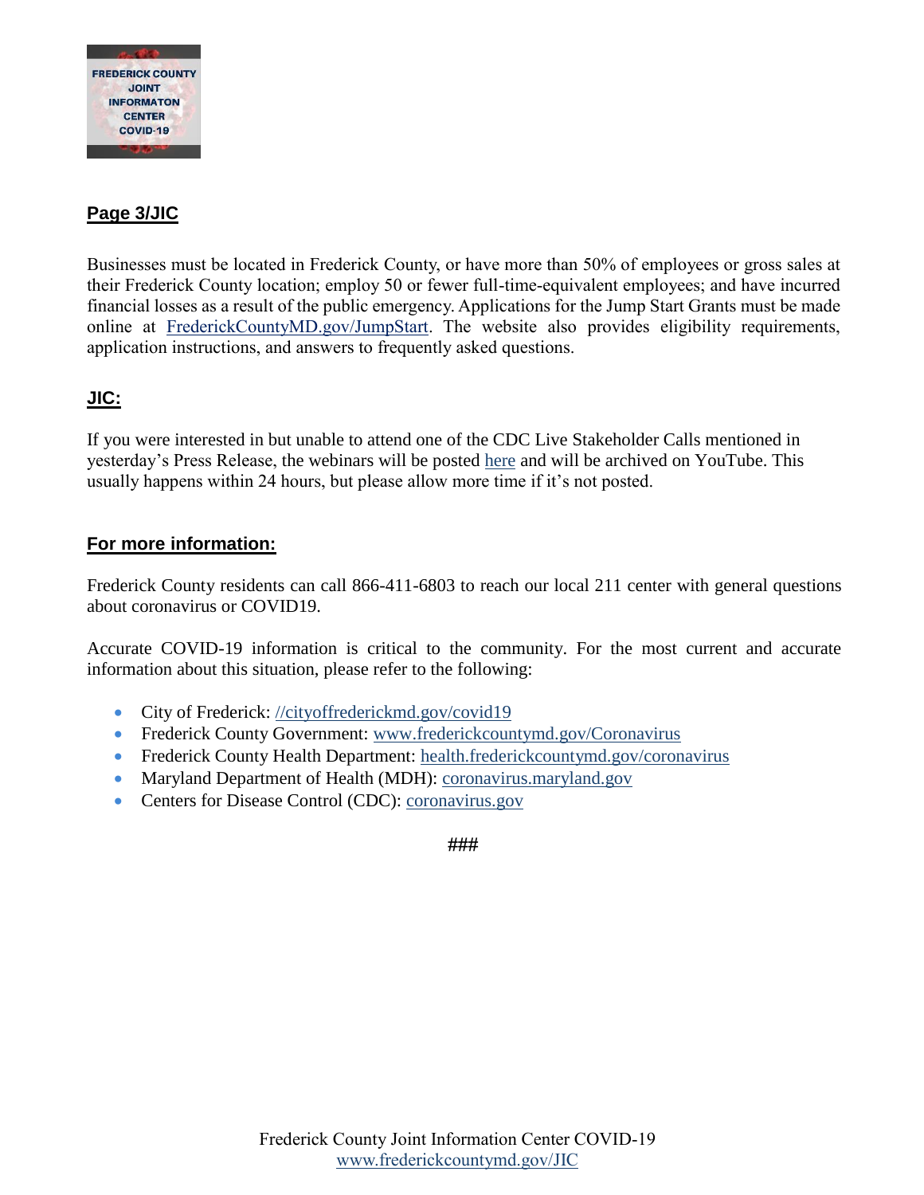**Page 3/JIC**

Businesses must be located in Frederick County, or have more than 50% of employees or gross sales at their Frederick County location; employ 50 or fewer full-time-equivalent employees; and have incurred financial losses as a result of the public emergency. Applications for the Jump Start Grants must be made online at [FrederickCountyMD.gov/JumpStart](FrederickCountyMD.gov/JumpStart). The website also provides eligibility requirements, application instructions, and answers to frequently asked questions.

**JIC:**

If you were interested in but unable to attend one of the CDC Live Stakeholder Calls mentioned in yesterday's Press Release, the webinars will be posted here and will be archived on YouTube. This usually happens within 24 hours, but please allow more time if it's not posted.

**For more information:**

Frederick County residents can call 866-411-6803 to reach our local 211 center with general questions about coronavirus or COVID19.

Accurate COVID-19 information is critical to the community. For the most current and accurate information about this situation, please refer to the following:

- City of Frederick: //cityoffrederickmd.gov/covid19
- Frederick County Government: www.frederickcountymd.gov/Coronavirus
- Frederick County Health Department: health.frederickcountymd.gov/coronavirus
- Maryland Department of Health (MDH): coronavirus.maryland.gov
- Centers for Disease Control (CDC): coronavirus.gov

###